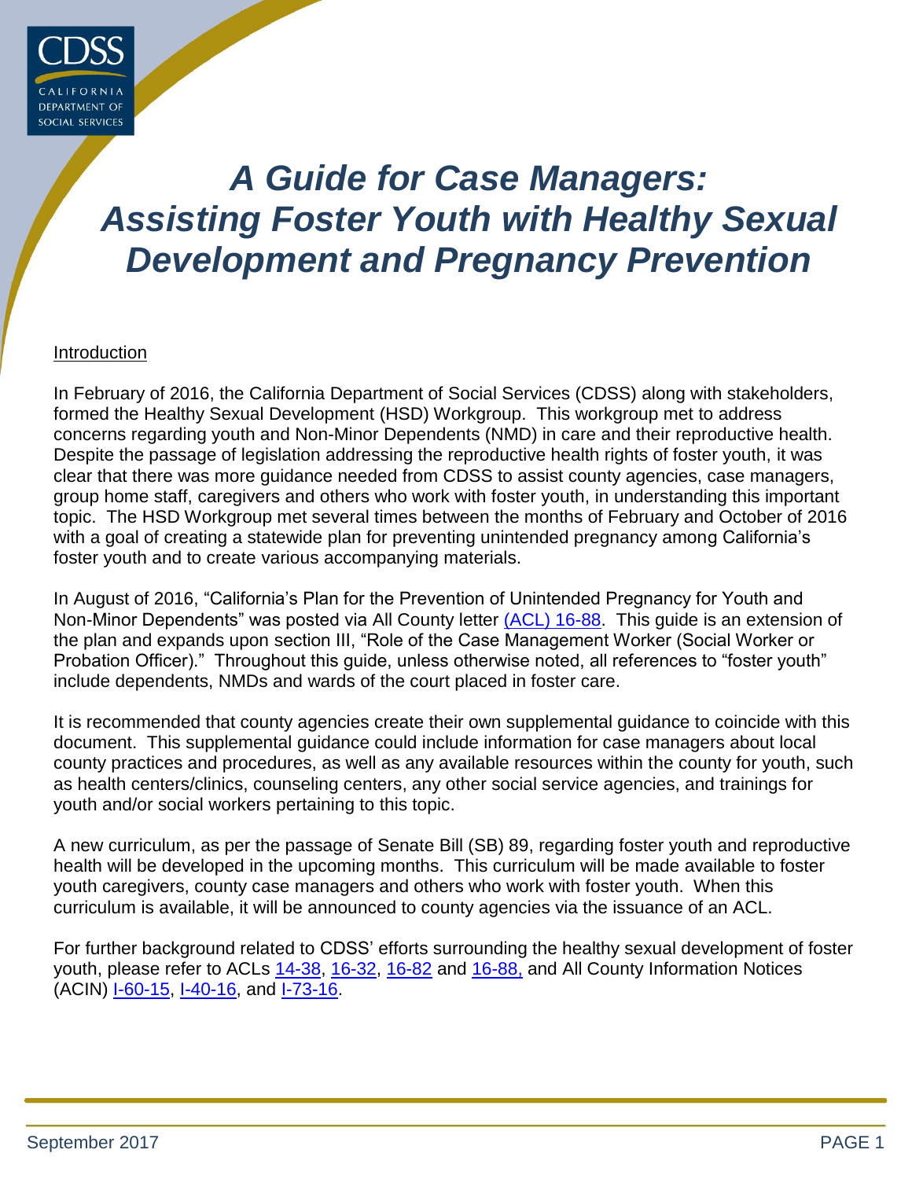# *A Guide for Case Managers: Assisting Foster Youth with Healthy Sexual Development and Pregnancy Prevention*

## Introduction

In February of 2016, the California Department of Social Services (CDSS) along with stakeholders, formed the Healthy Sexual Development (HSD) Workgroup. This workgroup met to address concerns regarding youth and Non-Minor Dependents (NMD) in care and their reproductive health. Despite the passage of legislation addressing the reproductive health rights of foster youth, it was clear that there was more guidance needed from CDSS to assist county agencies, case managers, group home staff, caregivers and others who work with foster youth, in understanding this important topic. The HSD Workgroup met several times between the months of February and October of 2016 with a goal of creating a statewide plan for preventing unintended pregnancy among California's foster youth and to create various accompanying materials.

In August of 2016, "California's Plan for the Prevention of Unintended Pregnancy for Youth and Non-Minor Dependents" was posted via All County letter (ACL) 16-88. This guide is an extension of the plan and expands upon section III, "Role of the Case Management Worker (Social Worker or Probation Officer)." Throughout this guide, unless otherwise noted, all references to "foster youth" include dependents, NMDs and wards of the court placed in foster care.

It is recommended that county agencies create their own supplemental guidance to coincide with this document. This supplemental guidance could include information for case managers about local county practices and procedures, as well as any available resources within the county for youth, such as health centers/clinics, counseling centers, any other social service agencies, and trainings for youth and/or social workers pertaining to this topic.

A new curriculum, as per the passage of Senate Bill (SB) 89, regarding foster youth and reproductive health will be developed in the upcoming months. This curriculum will be made available to foster youth caregivers, county case managers and others who work with foster youth. When this curriculum is available, it will be announced to county agencies via the issuance of an ACL.

For further background related to CDSS' efforts surrounding the healthy sexual development of foster youth, please refer to ACLs 14-38, 16-32, 16-82 and 16-88, and All County Information Notices (ACIN) I-60-15, I-40-16, and I-73-16.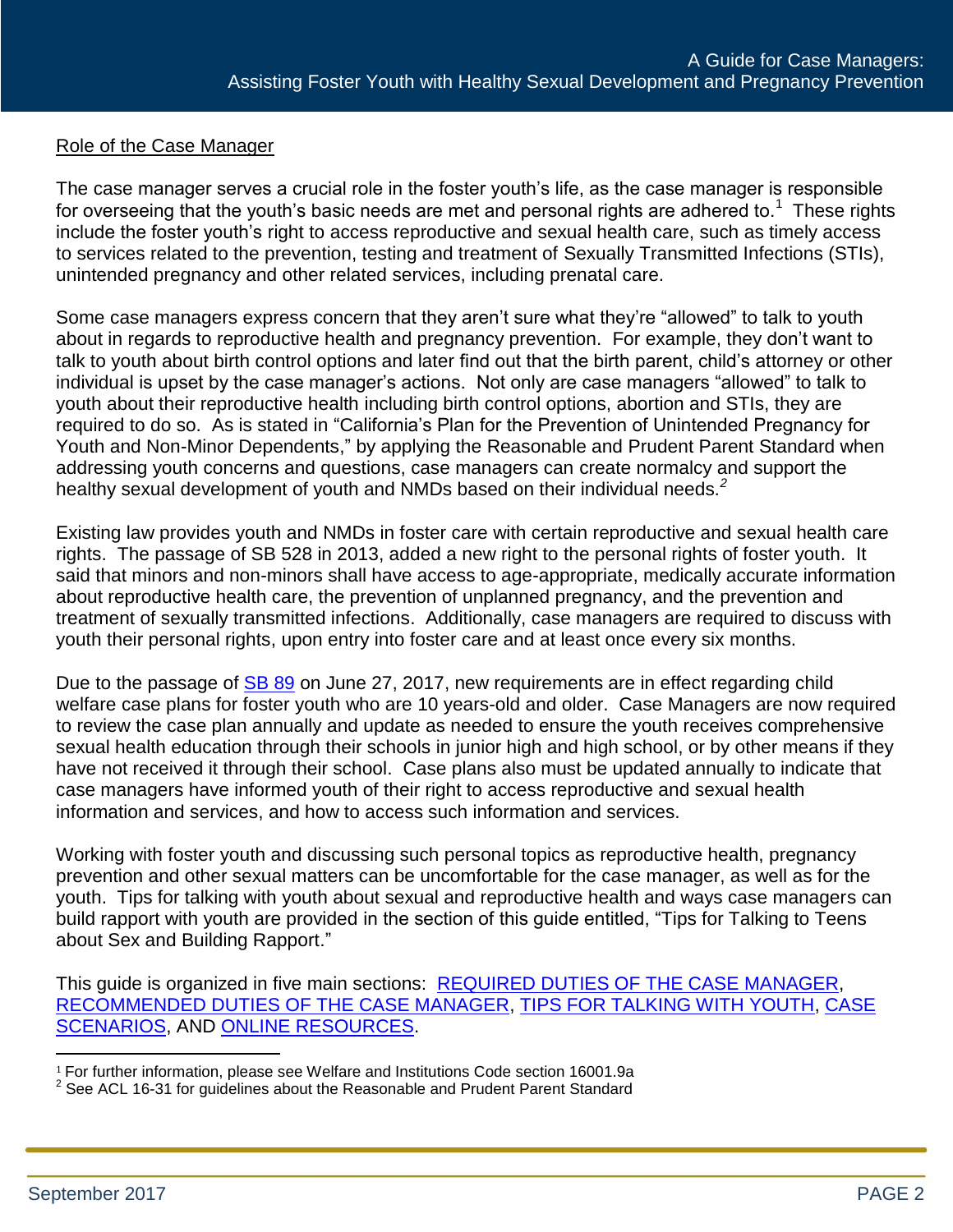## Role of the Case Manager

The case manager serves a crucial role in the foster youth's life, as the case manager is responsible for overseeing that the youth's basic needs are met and personal rights are adhered to.[1] These rights include the foster youth's right to access reproductive and sexual health care, such as timely access to services related to the prevention, testing and treatment of Sexually Transmitted Infections (STIs), unintended pregnancy and other related services, including prenatal care.

Some case managers express concern that they aren't sure what they're "allowed" to talk to youth about in regards to reproductive health and pregnancy prevention. For example, they don't want to talk to youth about birth control options and later find out that the birth parent, child's attorney or other individual is upset by the case manager's actions. Not only are case managers "allowed" to talk to youth about their reproductive health including birth control options, abortion and STIs, they are required to do so. As is stated in "California's Plan for the Prevention of Unintended Pregnancy for Youth and Non-Minor Dependents," by applying the Reasonable and Prudent Parent Standard when addressing youth concerns and questions, case managers can create normalcy and support the healthy sexual development of youth and NMDs based on their individual needs.[2]

Existing law provides youth and NMDs in foster care with certain reproductive and sexual health care rights. The passage of SB 528 in 2013, added a new right to the personal rights of foster youth. It said that minors and non-minors shall have access to age-appropriate, medically accurate information about reproductive health care, the prevention of unplanned pregnancy, and the prevention and treatment of sexually transmitted infections. Additionally, case managers are required to discuss with youth their personal rights, upon entry into foster care and at least once every six months.

Due to the passage of SB 89 on June 27, 2017, new requirements are in effect regarding child welfare case plans for foster youth who are 10 years-old and older. Case Managers are now required to review the case plan annually and update as needed to ensure the youth receives comprehensive sexual health education through their schools in junior high and high school, or by other means if they have not received it through their school. Case plans also must be updated annually to indicate that case managers have informed youth of their right to access reproductive and sexual health information and services, and how to access such information and services.

Working with foster youth and discussing such personal topics as reproductive health, pregnancy prevention and other sexual matters can be uncomfortable for the case manager, as well as for the youth. Tips for talking with youth about sexual and reproductive health and ways case managers can build rapport with youth are provided in the section of this guide entitled, "Tips for Talking to Teens about Sex and Building Rapport."

This guide is organized in five main sections: REQUIRED DUTIES OF THE CASE MANAGER, RECOMMENDED DUTIES OF THE CASE MANAGER, TIPS FOR TALKING WITH YOUTH, CASE SCENARIOS, AND ONLINE RESOURCES.

---

[1] For further information, please see Welfare and Institutions Code section 16001.9a

[2] See ACL 16-31 for guidelines about the Reasonable and Prudent Parent Standard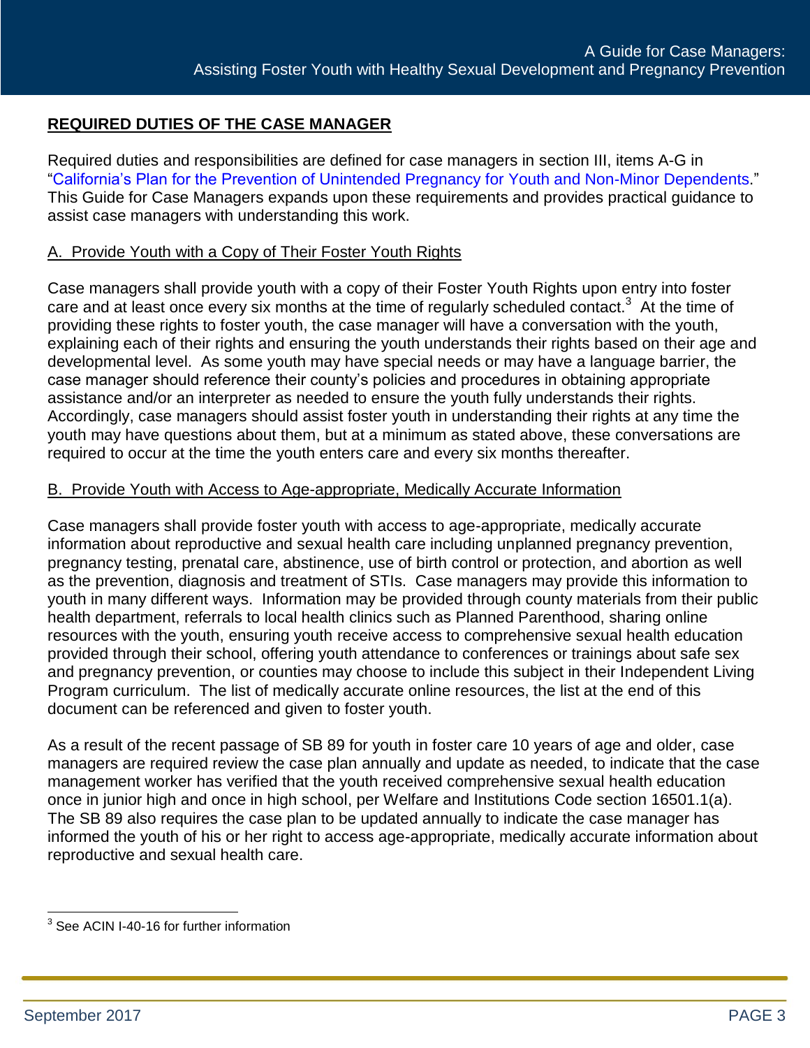## REQUIRED DUTIES OF THE CASE MANAGER

Required duties and responsibilities are defined for case managers in section III, items A-G in "California's Plan for the Prevention of Unintended Pregnancy for Youth and Non-Minor Dependents." This Guide for Case Managers expands upon these requirements and provides practical guidance to assist case managers with understanding this work.

### A. Provide Youth with a Copy of Their Foster Youth Rights

Case managers shall provide youth with a copy of their Foster Youth Rights upon entry into foster care and at least once every six months at the time of regularly scheduled contact.[3] At the time of providing these rights to foster youth, the case manager will have a conversation with the youth, explaining each of their rights and ensuring the youth understands their rights based on their age and developmental level. As some youth may have special needs or may have a language barrier, the case manager should reference their county's policies and procedures in obtaining appropriate assistance and/or an interpreter as needed to ensure the youth fully understands their rights. Accordingly, case managers should assist foster youth in understanding their rights at any time the youth may have questions about them, but at a minimum as stated above, these conversations are required to occur at the time the youth enters care and every six months thereafter.

### B. Provide Youth with Access to Age-appropriate, Medically Accurate Information

Case managers shall provide foster youth with access to age-appropriate, medically accurate information about reproductive and sexual health care including unplanned pregnancy prevention, pregnancy testing, prenatal care, abstinence, use of birth control or protection, and abortion as well as the prevention, diagnosis and treatment of STIs. Case managers may provide this information to youth in many different ways. Information may be provided through county materials from their public health department, referrals to local health clinics such as Planned Parenthood, sharing online resources with the youth, ensuring youth receive access to comprehensive sexual health education provided through their school, offering youth attendance to conferences or trainings about safe sex and pregnancy prevention, or counties may choose to include this subject in their Independent Living Program curriculum. The list of medically accurate online resources, the list at the end of this document can be referenced and given to foster youth.

As a result of the recent passage of SB 89 for youth in foster care 10 years of age and older, case managers are required review the case plan annually and update as needed, to indicate that the case management worker has verified that the youth received comprehensive sexual health education once in junior high and once in high school, per Welfare and Institutions Code section 16501.1(a). The SB 89 also requires the case plan to be updated annually to indicate the case manager has informed the youth of his or her right to access age-appropriate, medically accurate information about reproductive and sexual health care.

---

[3] See ACIN I-40-16 for further information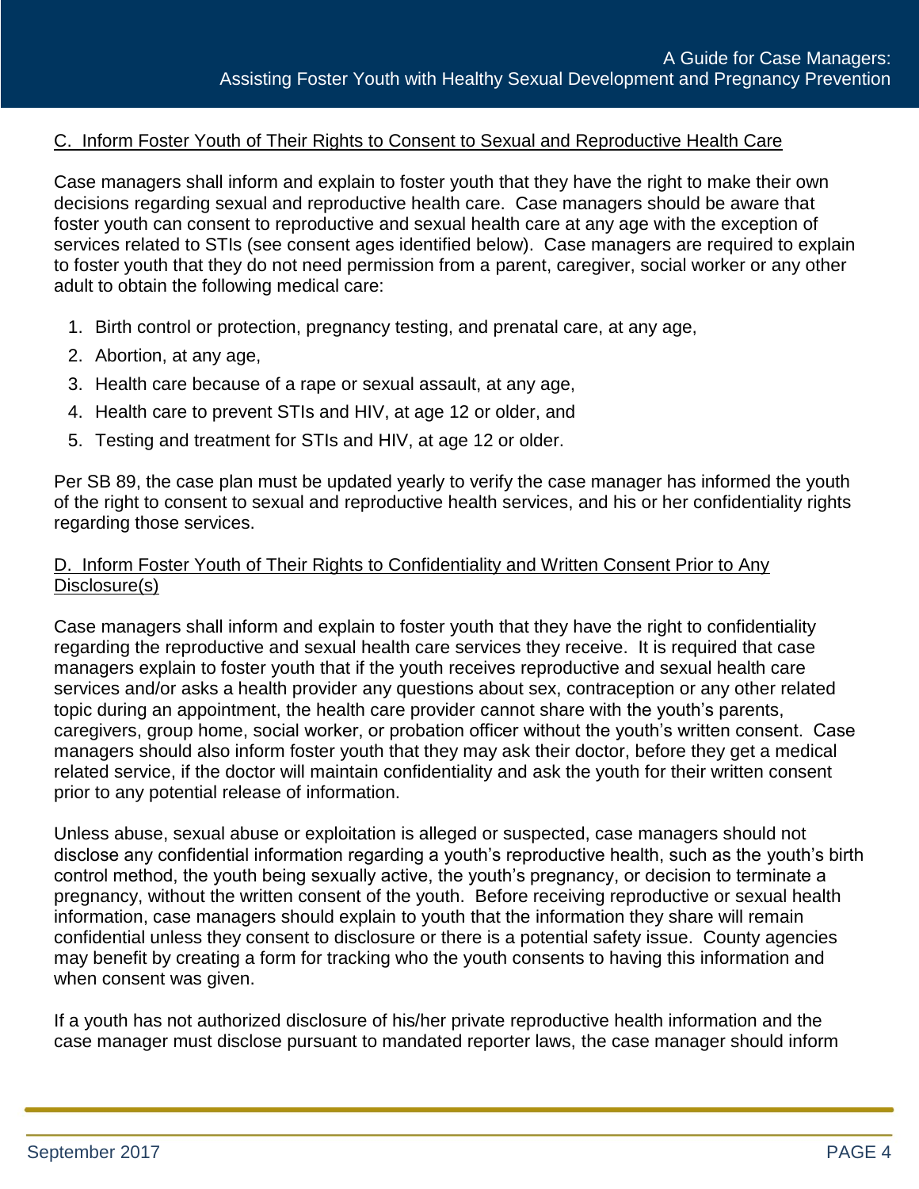C. Inform Foster Youth of Their Rights to Consent to Sexual and Reproductive Health Care

Case managers shall inform and explain to foster youth that they have the right to make their own decisions regarding sexual and reproductive health care. Case managers should be aware that foster youth can consent to reproductive and sexual health care at any age with the exception of services related to STIs (see consent ages identified below). Case managers are required to explain to foster youth that they do not need permission from a parent, caregiver, social worker or any other adult to obtain the following medical care:

1. Birth control or protection, pregnancy testing, and prenatal care, at any age,
2. Abortion, at any age,
3. Health care because of a rape or sexual assault, at any age,
4. Health care to prevent STIs and HIV, at age 12 or older, and
5. Testing and treatment for STIs and HIV, at age 12 or older.

Per SB 89, the case plan must be updated yearly to verify the case manager has informed the youth of the right to consent to sexual and reproductive health services, and his or her confidentiality rights regarding those services.

D. Inform Foster Youth of Their Rights to Confidentiality and Written Consent Prior to Any Disclosure(s)

Case managers shall inform and explain to foster youth that they have the right to confidentiality regarding the reproductive and sexual health care services they receive. It is required that case managers explain to foster youth that if the youth receives reproductive and sexual health care services and/or asks a health provider any questions about sex, contraception or any other related topic during an appointment, the health care provider cannot share with the youth's parents, caregivers, group home, social worker, or probation officer without the youth's written consent. Case managers should also inform foster youth that they may ask their doctor, before they get a medical related service, if the doctor will maintain confidentiality and ask the youth for their written consent prior to any potential release of information.

Unless abuse, sexual abuse or exploitation is alleged or suspected, case managers should not disclose any confidential information regarding a youth's reproductive health, such as the youth's birth control method, the youth being sexually active, the youth's pregnancy, or decision to terminate a pregnancy, without the written consent of the youth. Before receiving reproductive or sexual health information, case managers should explain to youth that the information they share will remain confidential unless they consent to disclosure or there is a potential safety issue. County agencies may benefit by creating a form for tracking who the youth consents to having this information and when consent was given.

If a youth has not authorized disclosure of his/her private reproductive health information and the case manager must disclose pursuant to mandated reporter laws, the case manager should inform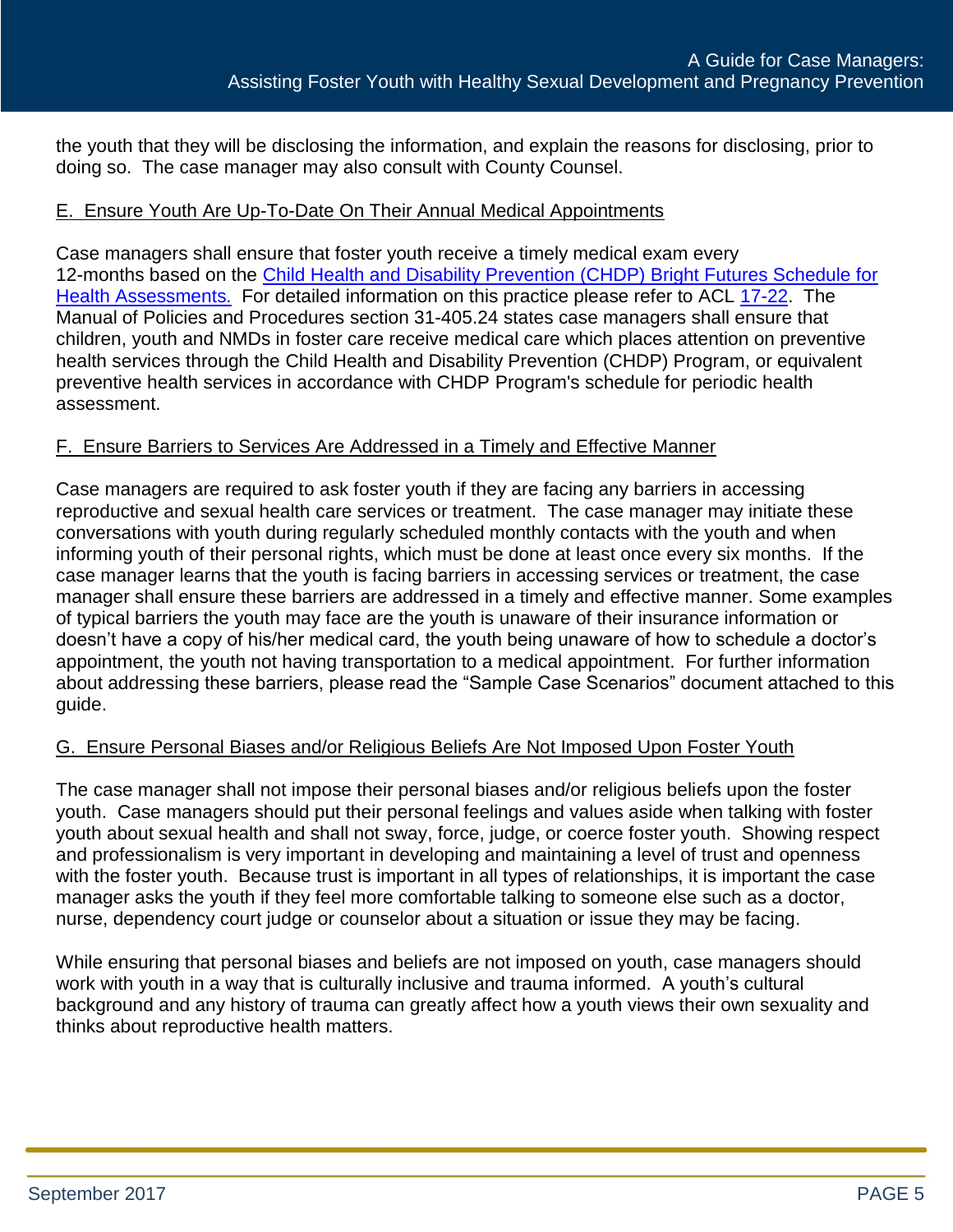the youth that they will be disclosing the information, and explain the reasons for disclosing, prior to doing so. The case manager may also consult with County Counsel.

### E. Ensure Youth Are Up-To-Date On Their Annual Medical Appointments

Case managers shall ensure that foster youth receive a timely medical exam every 12-months based on the [Child Health and Disability Prevention (CHDP) Bright Futures Schedule for Health Assessments.](#) For detailed information on this practice please refer to ACL [17-22](#). The Manual of Policies and Procedures section 31-405.24 states case managers shall ensure that children, youth and NMDs in foster care receive medical care which places attention on preventive health services through the Child Health and Disability Prevention (CHDP) Program, or equivalent preventive health services in accordance with CHDP Program's schedule for periodic health assessment.

### F. Ensure Barriers to Services Are Addressed in a Timely and Effective Manner

Case managers are required to ask foster youth if they are facing any barriers in accessing reproductive and sexual health care services or treatment. The case manager may initiate these conversations with youth during regularly scheduled monthly contacts with the youth and when informing youth of their personal rights, which must be done at least once every six months. If the case manager learns that the youth is facing barriers in accessing services or treatment, the case manager shall ensure these barriers are addressed in a timely and effective manner. Some examples of typical barriers the youth may face are the youth is unaware of their insurance information or doesn't have a copy of his/her medical card, the youth being unaware of how to schedule a doctor's appointment, the youth not having transportation to a medical appointment. For further information about addressing these barriers, please read the "Sample Case Scenarios" document attached to this guide.

### G. Ensure Personal Biases and/or Religious Beliefs Are Not Imposed Upon Foster Youth

The case manager shall not impose their personal biases and/or religious beliefs upon the foster youth. Case managers should put their personal feelings and values aside when talking with foster youth about sexual health and shall not sway, force, judge, or coerce foster youth. Showing respect and professionalism is very important in developing and maintaining a level of trust and openness with the foster youth. Because trust is important in all types of relationships, it is important the case manager asks the youth if they feel more comfortable talking to someone else such as a doctor, nurse, dependency court judge or counselor about a situation or issue they may be facing.

While ensuring that personal biases and beliefs are not imposed on youth, case managers should work with youth in a way that is culturally inclusive and trauma informed. A youth's cultural background and any history of trauma can greatly affect how a youth views their own sexuality and thinks about reproductive health matters.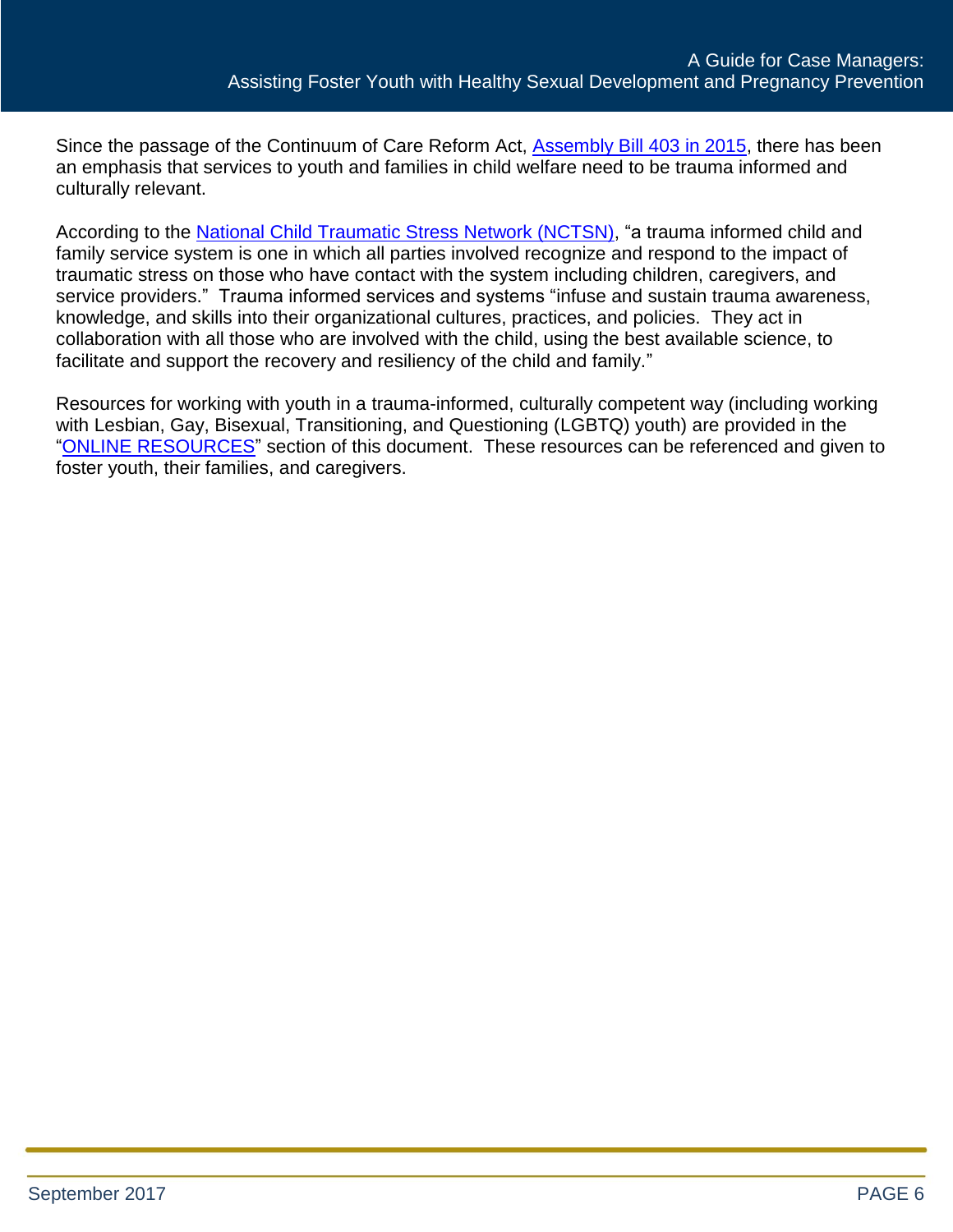Since the passage of the Continuum of Care Reform Act, Assembly Bill 403 in 2015, there has been an emphasis that services to youth and families in child welfare need to be trauma informed and culturally relevant.

According to the National Child Traumatic Stress Network (NCTSN), "a trauma informed child and family service system is one in which all parties involved recognize and respond to the impact of traumatic stress on those who have contact with the system including children, caregivers, and service providers." Trauma informed services and systems "infuse and sustain trauma awareness, knowledge, and skills into their organizational cultures, practices, and policies. They act in collaboration with all those who are involved with the child, using the best available science, to facilitate and support the recovery and resiliency of the child and family."

Resources for working with youth in a trauma-informed, culturally competent way (including working with Lesbian, Gay, Bisexual, Transitioning, and Questioning (LGBTQ) youth) are provided in the "ONLINE RESOURCES" section of this document. These resources can be referenced and given to foster youth, their families, and caregivers.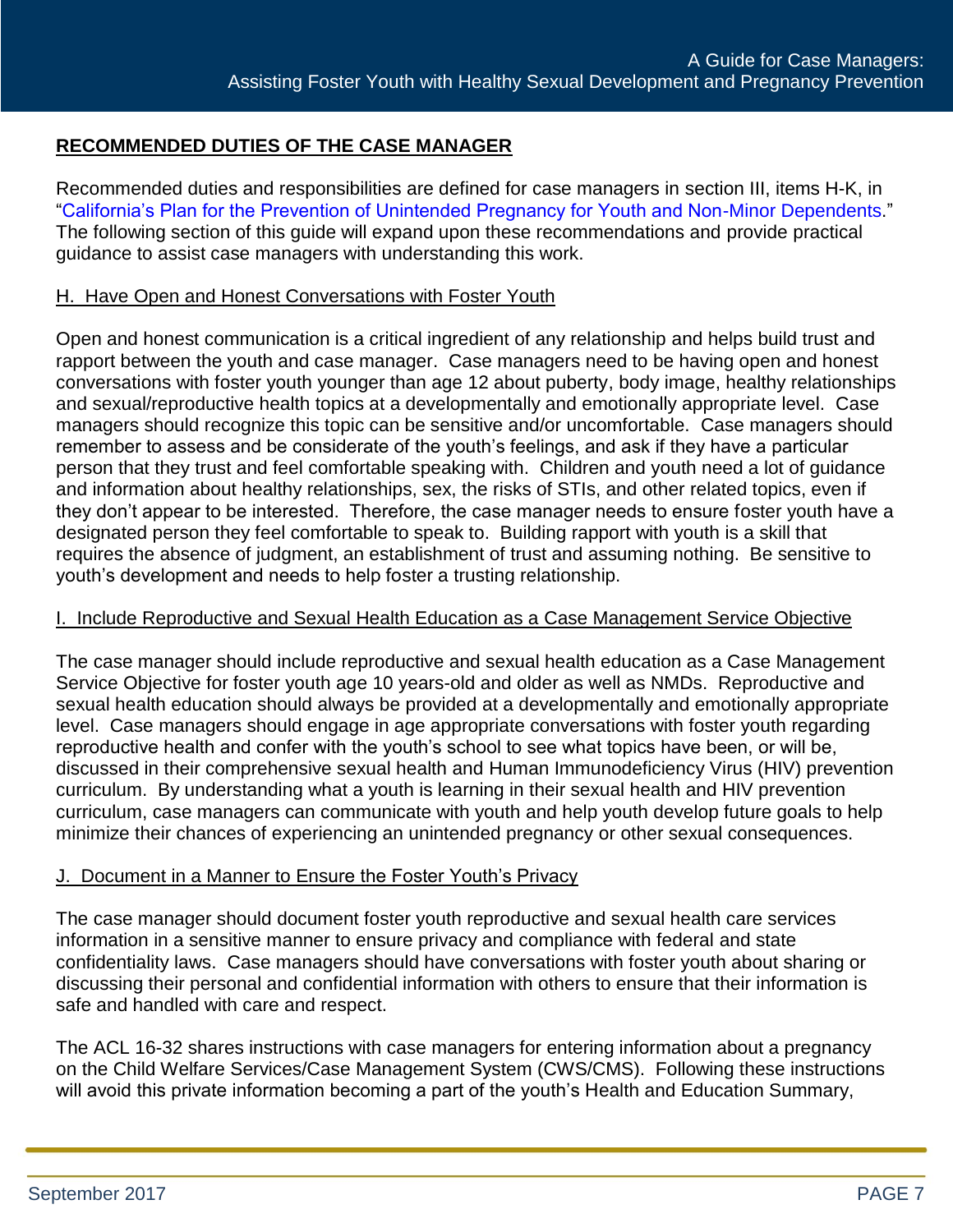## RECOMMENDED DUTIES OF THE CASE MANAGER

Recommended duties and responsibilities are defined for case managers in section III, items H-K, in "California's Plan for the Prevention of Unintended Pregnancy for Youth and Non-Minor Dependents." The following section of this guide will expand upon these recommendations and provide practical guidance to assist case managers with understanding this work.

### H. Have Open and Honest Conversations with Foster Youth

Open and honest communication is a critical ingredient of any relationship and helps build trust and rapport between the youth and case manager. Case managers need to be having open and honest conversations with foster youth younger than age 12 about puberty, body image, healthy relationships and sexual/reproductive health topics at a developmentally and emotionally appropriate level. Case managers should recognize this topic can be sensitive and/or uncomfortable. Case managers should remember to assess and be considerate of the youth's feelings, and ask if they have a particular person that they trust and feel comfortable speaking with. Children and youth need a lot of guidance and information about healthy relationships, sex, the risks of STIs, and other related topics, even if they don't appear to be interested. Therefore, the case manager needs to ensure foster youth have a designated person they feel comfortable to speak to. Building rapport with youth is a skill that requires the absence of judgment, an establishment of trust and assuming nothing. Be sensitive to youth's development and needs to help foster a trusting relationship.

### I. Include Reproductive and Sexual Health Education as a Case Management Service Objective

The case manager should include reproductive and sexual health education as a Case Management Service Objective for foster youth age 10 years-old and older as well as NMDs. Reproductive and sexual health education should always be provided at a developmentally and emotionally appropriate level. Case managers should engage in age appropriate conversations with foster youth regarding reproductive health and confer with the youth's school to see what topics have been, or will be, discussed in their comprehensive sexual health and Human Immunodeficiency Virus (HIV) prevention curriculum. By understanding what a youth is learning in their sexual health and HIV prevention curriculum, case managers can communicate with youth and help youth develop future goals to help minimize their chances of experiencing an unintended pregnancy or other sexual consequences.

### J. Document in a Manner to Ensure the Foster Youth's Privacy

The case manager should document foster youth reproductive and sexual health care services information in a sensitive manner to ensure privacy and compliance with federal and state confidentiality laws. Case managers should have conversations with foster youth about sharing or discussing their personal and confidential information with others to ensure that their information is safe and handled with care and respect.

The ACL 16-32 shares instructions with case managers for entering information about a pregnancy on the Child Welfare Services/Case Management System (CWS/CMS). Following these instructions will avoid this private information becoming a part of the youth's Health and Education Summary,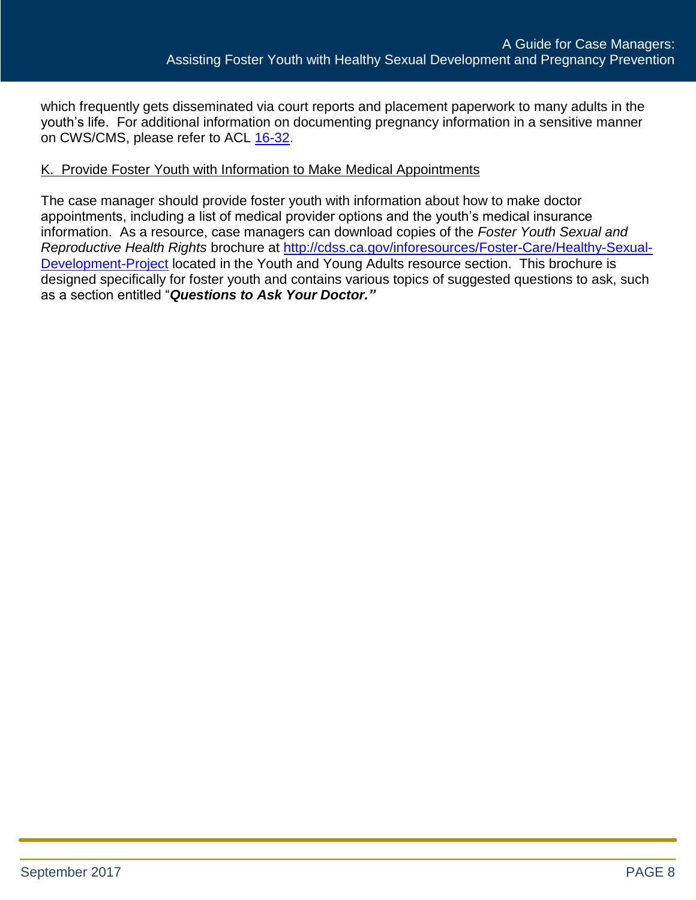which frequently gets disseminated via court reports and placement paperwork to many adults in the youth's life. For additional information on documenting pregnancy information in a sensitive manner on CWS/CMS, please refer to ACL [16-32](16-32).

### K. Provide Foster Youth with Information to Make Medical Appointments

The case manager should provide foster youth with information about how to make doctor appointments, including a list of medical provider options and the youth's medical insurance information. As a resource, case managers can download copies of the *Foster Youth Sexual and Reproductive Health Rights* brochure at [http://cdss.ca.gov/inforesources/Foster-Care/Healthy-Sexual-Development-Project](http://cdss.ca.gov/inforesources/Foster-Care/Healthy-Sexual-Development-Project) located in the Youth and Young Adults resource section. This brochure is designed specifically for foster youth and contains various topics of suggested questions to ask, such as a section entitled "***Questions to Ask Your Doctor.***"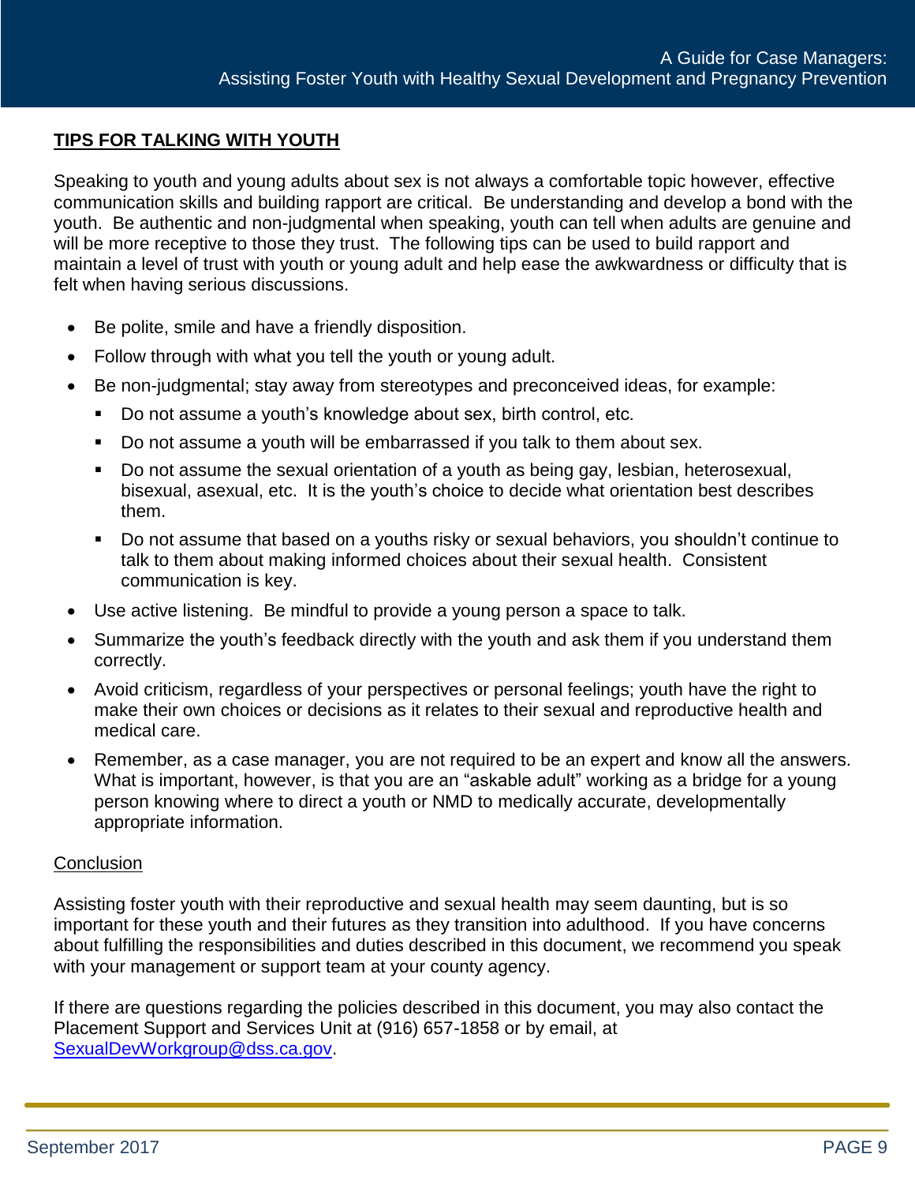## TIPS FOR TALKING WITH YOUTH

Speaking to youth and young adults about sex is not always a comfortable topic however, effective communication skills and building rapport are critical. Be understanding and develop a bond with the youth. Be authentic and non-judgmental when speaking, youth can tell when adults are genuine and will be more receptive to those they trust. The following tips can be used to build rapport and maintain a level of trust with youth or young adult and help ease the awkwardness or difficulty that is felt when having serious discussions.

- Be polite, smile and have a friendly disposition.
- Follow through with what you tell the youth or young adult.
- Be non-judgmental; stay away from stereotypes and preconceived ideas, for example:
  - Do not assume a youth's knowledge about sex, birth control, etc.
  - Do not assume a youth will be embarrassed if you talk to them about sex.
  - Do not assume the sexual orientation of a youth as being gay, lesbian, heterosexual, bisexual, asexual, etc. It is the youth's choice to decide what orientation best describes them.
  - Do not assume that based on a youths risky or sexual behaviors, you shouldn't continue to talk to them about making informed choices about their sexual health. Consistent communication is key.
- Use active listening. Be mindful to provide a young person a space to talk.
- Summarize the youth's feedback directly with the youth and ask them if you understand them correctly.
- Avoid criticism, regardless of your perspectives or personal feelings; youth have the right to make their own choices or decisions as it relates to their sexual and reproductive health and medical care.
- Remember, as a case manager, you are not required to be an expert and know all the answers. What is important, however, is that you are an "askable adult" working as a bridge for a young person knowing where to direct a youth or NMD to medically accurate, developmentally appropriate information.

### Conclusion

Assisting foster youth with their reproductive and sexual health may seem daunting, but is so important for these youth and their futures as they transition into adulthood. If you have concerns about fulfilling the responsibilities and duties described in this document, we recommend you speak with your management or support team at your county agency.

If there are questions regarding the policies described in this document, you may also contact the Placement Support and Services Unit at (916) 657-1858 or by email, at SexualDevWorkgroup@dss.ca.gov.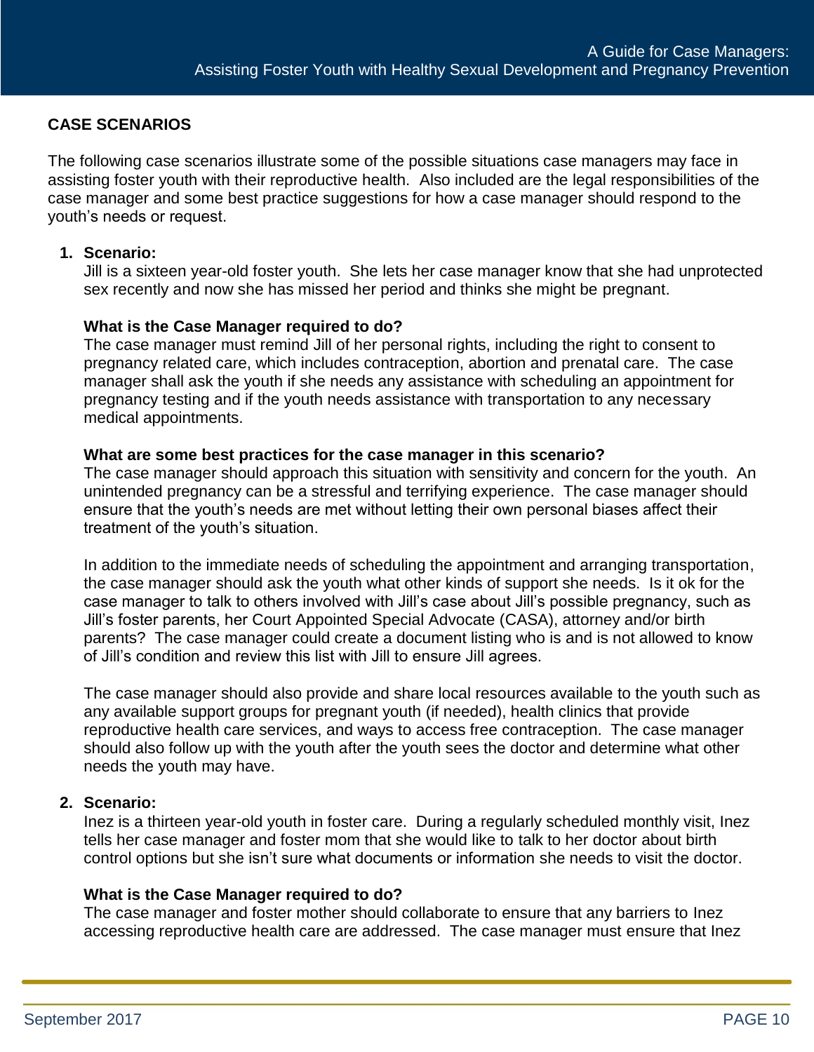## CASE SCENARIOS

The following case scenarios illustrate some of the possible situations case managers may face in assisting foster youth with their reproductive health. Also included are the legal responsibilities of the case manager and some best practice suggestions for how a case manager should respond to the youth's needs or request.

1. **Scenario:**
   Jill is a sixteen year-old foster youth. She lets her case manager know that she had unprotected sex recently and now she has missed her period and thinks she might be pregnant.

   **What is the Case Manager required to do?**
   The case manager must remind Jill of her personal rights, including the right to consent to pregnancy related care, which includes contraception, abortion and prenatal care. The case manager shall ask the youth if she needs any assistance with scheduling an appointment for pregnancy testing and if the youth needs assistance with transportation to any necessary medical appointments.

   **What are some best practices for the case manager in this scenario?**
   The case manager should approach this situation with sensitivity and concern for the youth. An unintended pregnancy can be a stressful and terrifying experience. The case manager should ensure that the youth's needs are met without letting their own personal biases affect their treatment of the youth's situation.

   In addition to the immediate needs of scheduling the appointment and arranging transportation, the case manager should ask the youth what other kinds of support she needs. Is it ok for the case manager to talk to others involved with Jill's case about Jill's possible pregnancy, such as Jill's foster parents, her Court Appointed Special Advocate (CASA), attorney and/or birth parents? The case manager could create a document listing who is and is not allowed to know of Jill's condition and review this list with Jill to ensure Jill agrees.

   The case manager should also provide and share local resources available to the youth such as any available support groups for pregnant youth (if needed), health clinics that provide reproductive health care services, and ways to access free contraception. The case manager should also follow up with the youth after the youth sees the doctor and determine what other needs the youth may have.

2. **Scenario:**
   Inez is a thirteen year-old youth in foster care. During a regularly scheduled monthly visit, Inez tells her case manager and foster mom that she would like to talk to her doctor about birth control options but she isn't sure what documents or information she needs to visit the doctor.

   **What is the Case Manager required to do?**
   The case manager and foster mother should collaborate to ensure that any barriers to Inez accessing reproductive health care are addressed. The case manager must ensure that Inez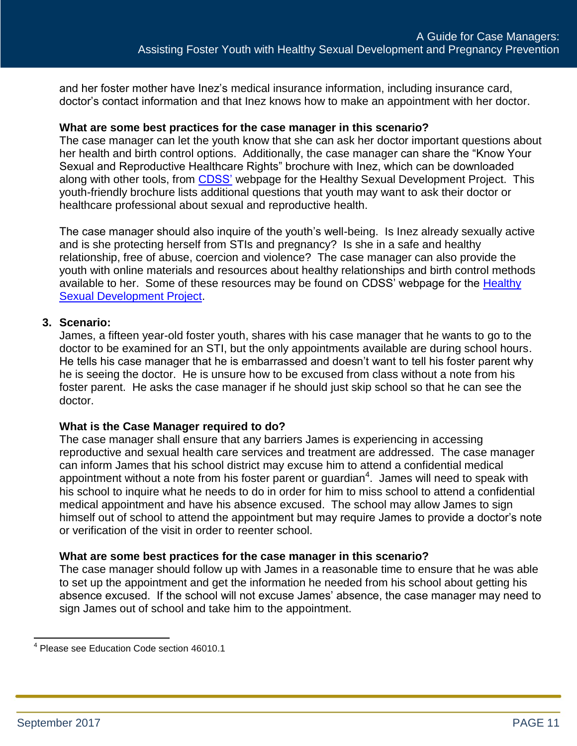and her foster mother have Inez's medical insurance information, including insurance card, doctor's contact information and that Inez knows how to make an appointment with her doctor.

**What are some best practices for the case manager in this scenario?**
The case manager can let the youth know that she can ask her doctor important questions about her health and birth control options. Additionally, the case manager can share the "Know Your Sexual and Reproductive Healthcare Rights" brochure with Inez, which can be downloaded along with other tools, from CDSS' webpage for the Healthy Sexual Development Project. This youth-friendly brochure lists additional questions that youth may want to ask their doctor or healthcare professional about sexual and reproductive health.

The case manager should also inquire of the youth's well-being. Is Inez already sexually active and is she protecting herself from STIs and pregnancy? Is she in a safe and healthy relationship, free of abuse, coercion and violence? The case manager can also provide the youth with online materials and resources about healthy relationships and birth control methods available to her. Some of these resources may be found on CDSS' webpage for the Healthy Sexual Development Project.

3. **Scenario:**
James, a fifteen year-old foster youth, shares with his case manager that he wants to go to the doctor to be examined for an STI, but the only appointments available are during school hours. He tells his case manager that he is embarrassed and doesn't want to tell his foster parent why he is seeing the doctor. He is unsure how to be excused from class without a note from his foster parent. He asks the case manager if he should just skip school so that he can see the doctor.

**What is the Case Manager required to do?**
The case manager shall ensure that any barriers James is experiencing in accessing reproductive and sexual health care services and treatment are addressed. The case manager can inform James that his school district may excuse him to attend a confidential medical appointment without a note from his foster parent or guardian[4]. James will need to speak with his school to inquire what he needs to do in order for him to miss school to attend a confidential medical appointment and have his absence excused. The school may allow James to sign himself out of school to attend the appointment but may require James to provide a doctor's note or verification of the visit in order to reenter school.

**What are some best practices for the case manager in this scenario?**
The case manager should follow up with James in a reasonable time to ensure that he was able to set up the appointment and get the information he needed from his school about getting his absence excused. If the school will not excuse James' absence, the case manager may need to sign James out of school and take him to the appointment.

[4] Please see Education Code section 46010.1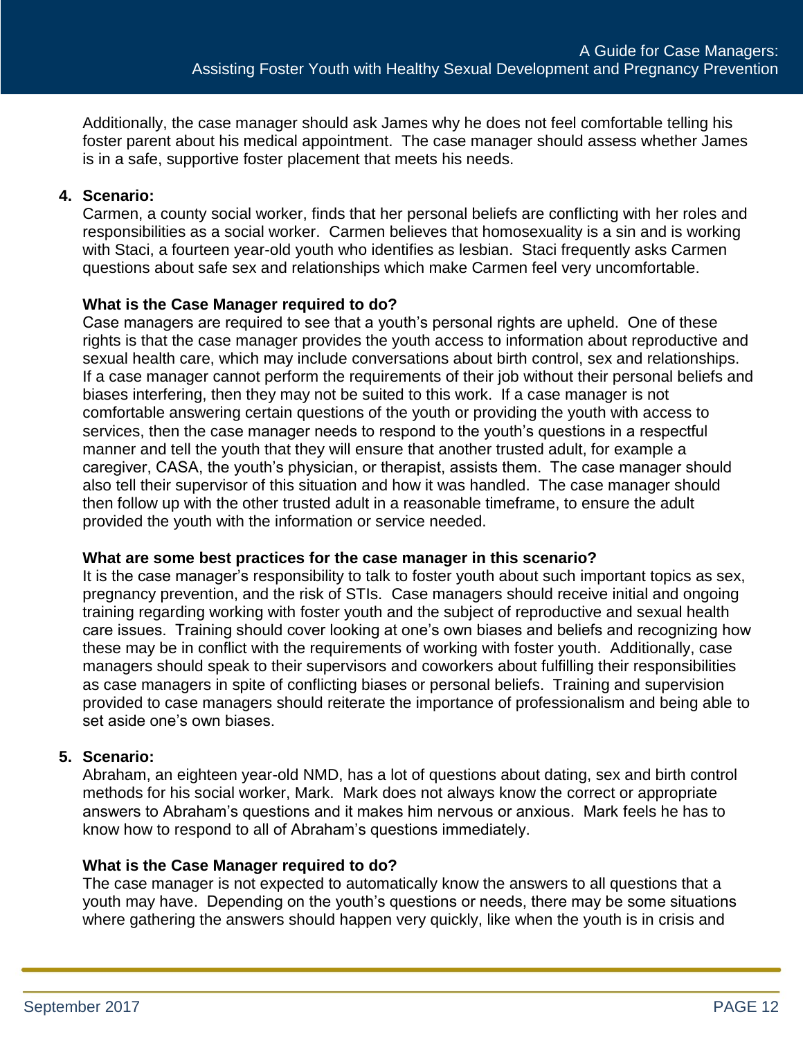Additionally, the case manager should ask James why he does not feel comfortable telling his foster parent about his medical appointment. The case manager should assess whether James is in a safe, supportive foster placement that meets his needs.

4. **Scenario:**
   Carmen, a county social worker, finds that her personal beliefs are conflicting with her roles and responsibilities as a social worker. Carmen believes that homosexuality is a sin and is working with Staci, a fourteen year-old youth who identifies as lesbian. Staci frequently asks Carmen questions about safe sex and relationships which make Carmen feel very uncomfortable.

   **What is the Case Manager required to do?**
   Case managers are required to see that a youth's personal rights are upheld. One of these rights is that the case manager provides the youth access to information about reproductive and sexual health care, which may include conversations about birth control, sex and relationships. If a case manager cannot perform the requirements of their job without their personal beliefs and biases interfering, then they may not be suited to this work. If a case manager is not comfortable answering certain questions of the youth or providing the youth with access to services, then the case manager needs to respond to the youth's questions in a respectful manner and tell the youth that they will ensure that another trusted adult, for example a caregiver, CASA, the youth's physician, or therapist, assists them. The case manager should also tell their supervisor of this situation and how it was handled. The case manager should then follow up with the other trusted adult in a reasonable timeframe, to ensure the adult provided the youth with the information or service needed.

   **What are some best practices for the case manager in this scenario?**
   It is the case manager's responsibility to talk to foster youth about such important topics as sex, pregnancy prevention, and the risk of STIs. Case managers should receive initial and ongoing training regarding working with foster youth and the subject of reproductive and sexual health care issues. Training should cover looking at one's own biases and beliefs and recognizing how these may be in conflict with the requirements of working with foster youth. Additionally, case managers should speak to their supervisors and coworkers about fulfilling their responsibilities as case managers in spite of conflicting biases or personal beliefs. Training and supervision provided to case managers should reiterate the importance of professionalism and being able to set aside one's own biases.

5. **Scenario:**
   Abraham, an eighteen year-old NMD, has a lot of questions about dating, sex and birth control methods for his social worker, Mark. Mark does not always know the correct or appropriate answers to Abraham's questions and it makes him nervous or anxious. Mark feels he has to know how to respond to all of Abraham's questions immediately.

   **What is the Case Manager required to do?**
   The case manager is not expected to automatically know the answers to all questions that a youth may have. Depending on the youth's questions or needs, there may be some situations where gathering the answers should happen very quickly, like when the youth is in crisis and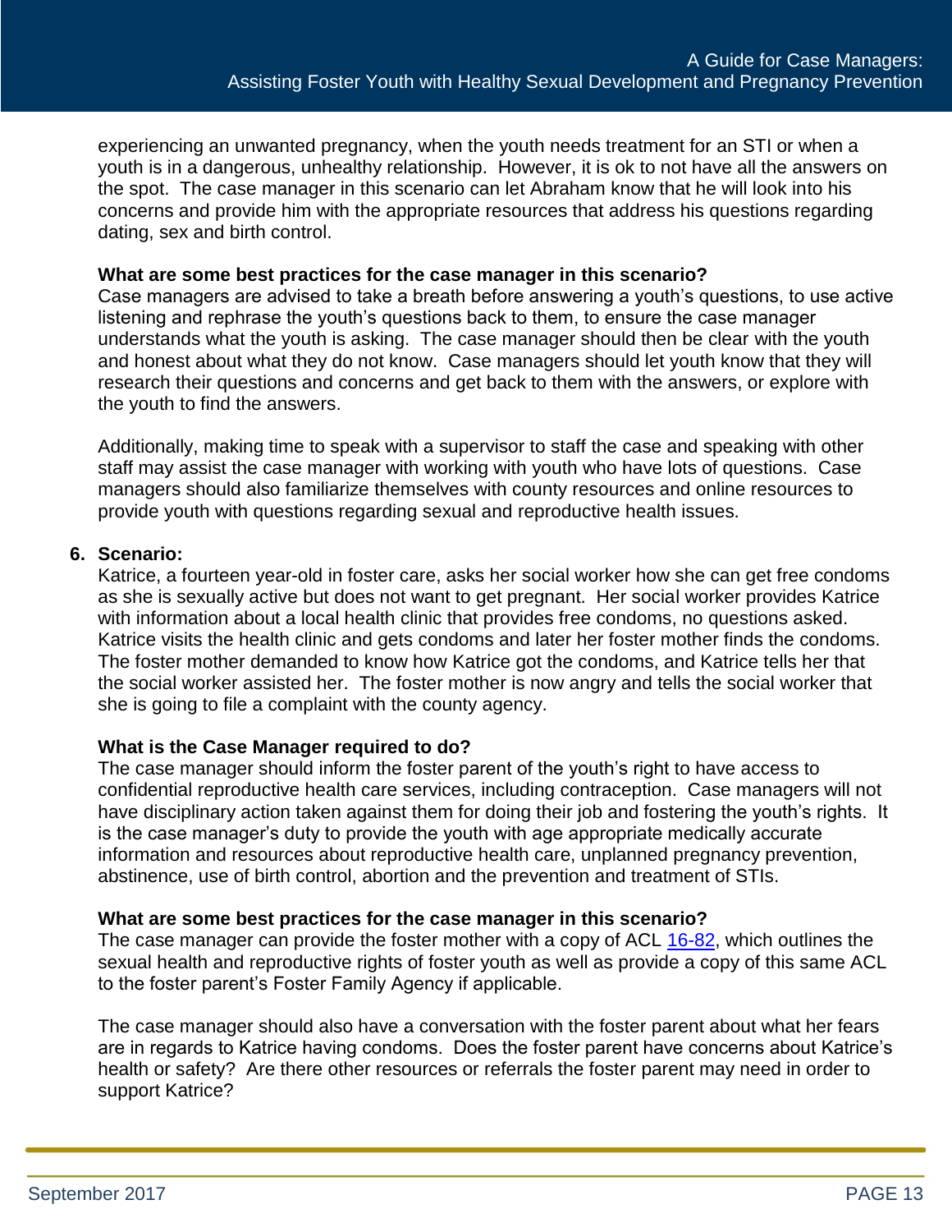experiencing an unwanted pregnancy, when the youth needs treatment for an STI or when a youth is in a dangerous, unhealthy relationship. However, it is ok to not have all the answers on the spot. The case manager in this scenario can let Abraham know that he will look into his concerns and provide him with the appropriate resources that address his questions regarding dating, sex and birth control.

**What are some best practices for the case manager in this scenario?**

Case managers are advised to take a breath before answering a youth's questions, to use active listening and rephrase the youth's questions back to them, to ensure the case manager understands what the youth is asking. The case manager should then be clear with the youth and honest about what they do not know. Case managers should let youth know that they will research their questions and concerns and get back to them with the answers, or explore with the youth to find the answers.

Additionally, making time to speak with a supervisor to staff the case and speaking with other staff may assist the case manager with working with youth who have lots of questions. Case managers should also familiarize themselves with county resources and online resources to provide youth with questions regarding sexual and reproductive health issues.

6. **Scenario:**

Katrice, a fourteen year-old in foster care, asks her social worker how she can get free condoms as she is sexually active but does not want to get pregnant. Her social worker provides Katrice with information about a local health clinic that provides free condoms, no questions asked. Katrice visits the health clinic and gets condoms and later her foster mother finds the condoms. The foster mother demanded to know how Katrice got the condoms, and Katrice tells her that the social worker assisted her. The foster mother is now angry and tells the social worker that she is going to file a complaint with the county agency.

**What is the Case Manager required to do?**

The case manager should inform the foster parent of the youth's right to have access to confidential reproductive health care services, including contraception. Case managers will not have disciplinary action taken against them for doing their job and fostering the youth's rights. It is the case manager's duty to provide the youth with age appropriate medically accurate information and resources about reproductive health care, unplanned pregnancy prevention, abstinence, use of birth control, abortion and the prevention and treatment of STIs.

**What are some best practices for the case manager in this scenario?**

The case manager can provide the foster mother with a copy of ACL 16-82, which outlines the sexual health and reproductive rights of foster youth as well as provide a copy of this same ACL to the foster parent's Foster Family Agency if applicable.

The case manager should also have a conversation with the foster parent about what her fears are in regards to Katrice having condoms. Does the foster parent have concerns about Katrice's health or safety? Are there other resources or referrals the foster parent may need in order to support Katrice?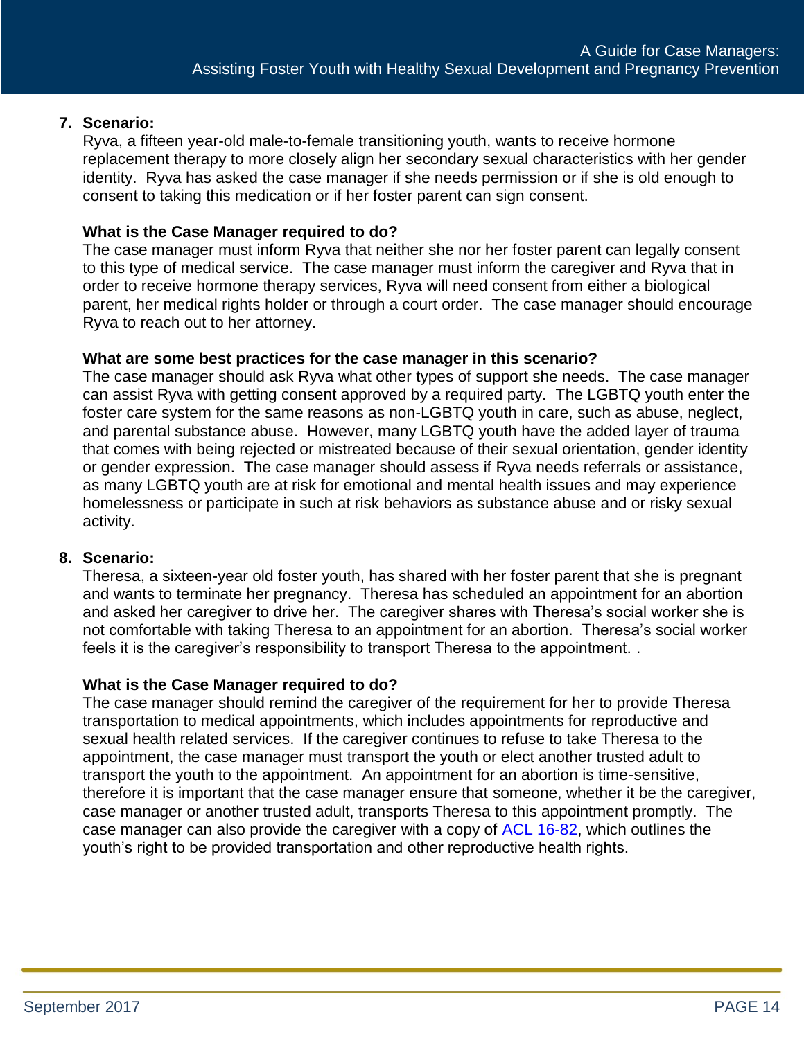7. **Scenario:**
   Ryva, a fifteen year-old male-to-female transitioning youth, wants to receive hormone replacement therapy to more closely align her secondary sexual characteristics with her gender identity. Ryva has asked the case manager if she needs permission or if she is old enough to consent to taking this medication or if her foster parent can sign consent.

   **What is the Case Manager required to do?**
   The case manager must inform Ryva that neither she nor her foster parent can legally consent to this type of medical service. The case manager must inform the caregiver and Ryva that in order to receive hormone therapy services, Ryva will need consent from either a biological parent, her medical rights holder or through a court order. The case manager should encourage Ryva to reach out to her attorney.

   **What are some best practices for the case manager in this scenario?**
   The case manager should ask Ryva what other types of support she needs. The case manager can assist Ryva with getting consent approved by a required party. The LGBTQ youth enter the foster care system for the same reasons as non-LGBTQ youth in care, such as abuse, neglect, and parental substance abuse. However, many LGBTQ youth have the added layer of trauma that comes with being rejected or mistreated because of their sexual orientation, gender identity or gender expression. The case manager should assess if Ryva needs referrals or assistance, as many LGBTQ youth are at risk for emotional and mental health issues and may experience homelessness or participate in such at risk behaviors as substance abuse and or risky sexual activity.

8. **Scenario:**
   Theresa, a sixteen-year old foster youth, has shared with her foster parent that she is pregnant and wants to terminate her pregnancy. Theresa has scheduled an appointment for an abortion and asked her caregiver to drive her. The caregiver shares with Theresa's social worker she is not comfortable with taking Theresa to an appointment for an abortion. Theresa's social worker feels it is the caregiver's responsibility to transport Theresa to the appointment. .

   **What is the Case Manager required to do?**
   The case manager should remind the caregiver of the requirement for her to provide Theresa transportation to medical appointments, which includes appointments for reproductive and sexual health related services. If the caregiver continues to refuse to take Theresa to the appointment, the case manager must transport the youth or elect another trusted adult to transport the youth to the appointment. An appointment for an abortion is time-sensitive, therefore it is important that the case manager ensure that someone, whether it be the caregiver, case manager or another trusted adult, transports Theresa to this appointment promptly. The case manager can also provide the caregiver with a copy of ACL 16-82, which outlines the youth's right to be provided transportation and other reproductive health rights.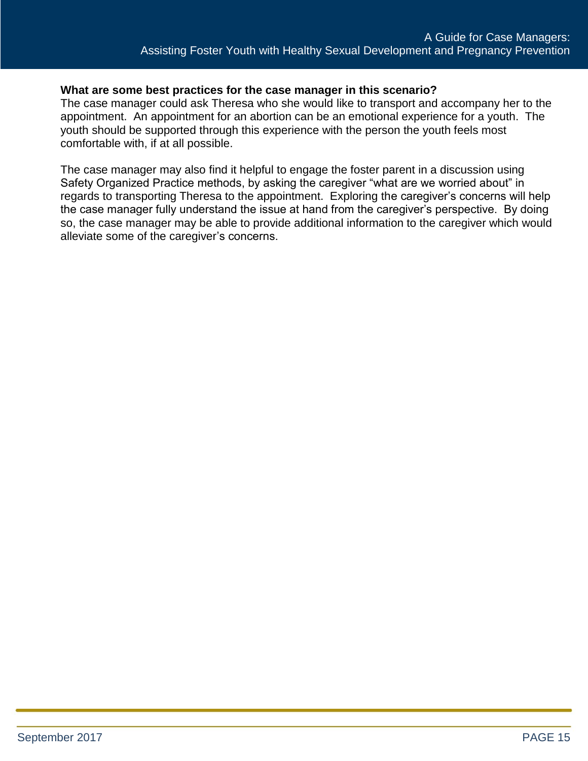**What are some best practices for the case manager in this scenario?**

The case manager could ask Theresa who she would like to transport and accompany her to the appointment. An appointment for an abortion can be an emotional experience for a youth. The youth should be supported through this experience with the person the youth feels most comfortable with, if at all possible.

The case manager may also find it helpful to engage the foster parent in a discussion using Safety Organized Practice methods, by asking the caregiver "what are we worried about" in regards to transporting Theresa to the appointment. Exploring the caregiver's concerns will help the case manager fully understand the issue at hand from the caregiver's perspective. By doing so, the case manager may be able to provide additional information to the caregiver which would alleviate some of the caregiver's concerns.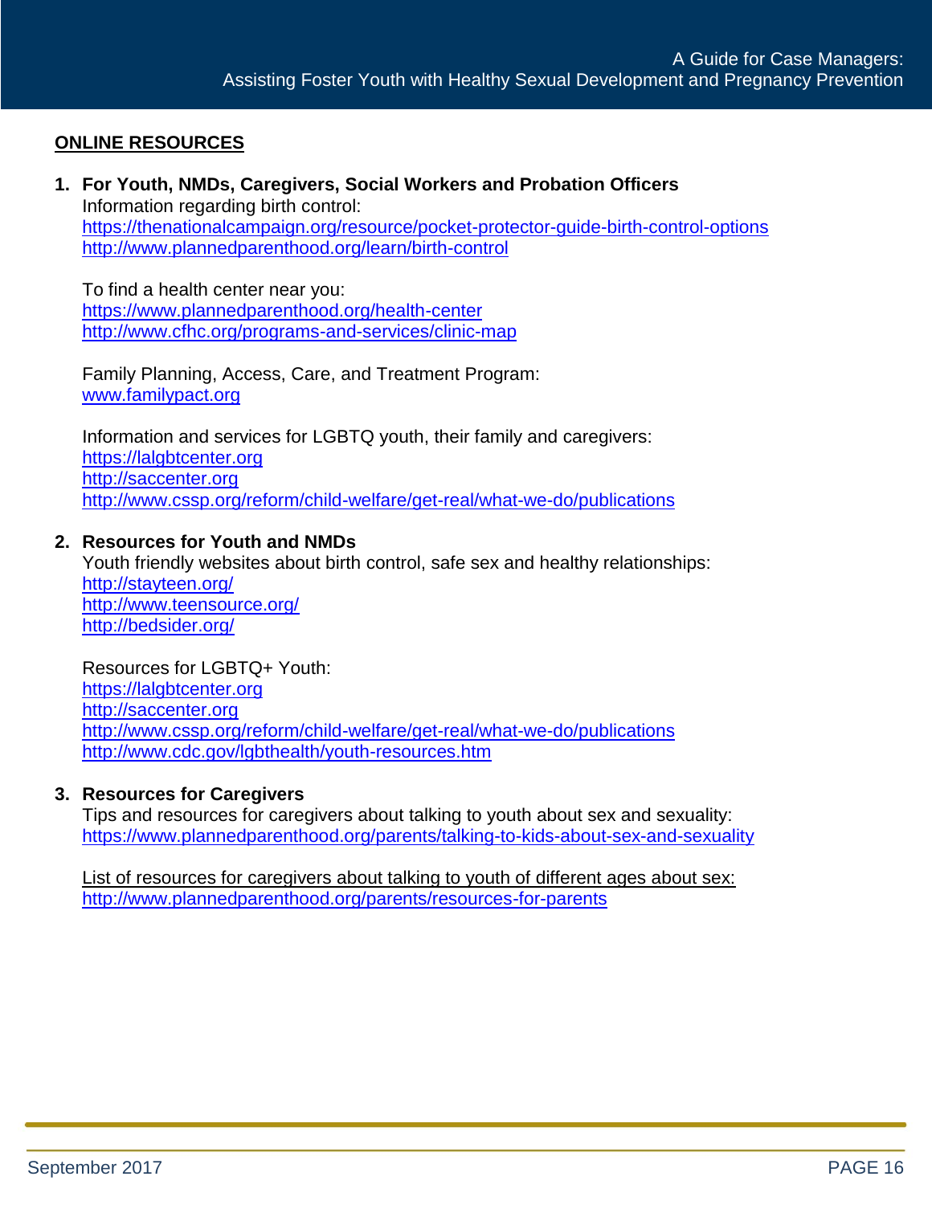## ONLINE RESOURCES

1. **For Youth, NMDs, Caregivers, Social Workers and Probation Officers**

   Information regarding birth control:
   https://thenationalcampaign.org/resource/pocket-protector-guide-birth-control-options
   http://www.plannedparenthood.org/learn/birth-control

   To find a health center near you:
   https://www.plannedparenthood.org/health-center
   http://www.cfhc.org/programs-and-services/clinic-map

   Family Planning, Access, Care, and Treatment Program:
   www.familypact.org

   Information and services for LGBTQ youth, their family and caregivers:
   https://lalgbtcenter.org
   http://saccenter.org
   http://www.cssp.org/reform/child-welfare/get-real/what-we-do/publications

2. **Resources for Youth and NMDs**

   Youth friendly websites about birth control, safe sex and healthy relationships:
   http://stayteen.org/
   http://www.teensource.org/
   http://bedsider.org/

   Resources for LGBTQ+ Youth:
   https://lalgbtcenter.org
   http://saccenter.org
   http://www.cssp.org/reform/child-welfare/get-real/what-we-do/publications
   http://www.cdc.gov/lgbthealth/youth-resources.htm

3. **Resources for Caregivers**

   Tips and resources for caregivers about talking to youth about sex and sexuality:
   https://www.plannedparenthood.org/parents/talking-to-kids-about-sex-and-sexuality

   List of resources for caregivers about talking to youth of different ages about sex:
   http://www.plannedparenthood.org/parents/resources-for-parents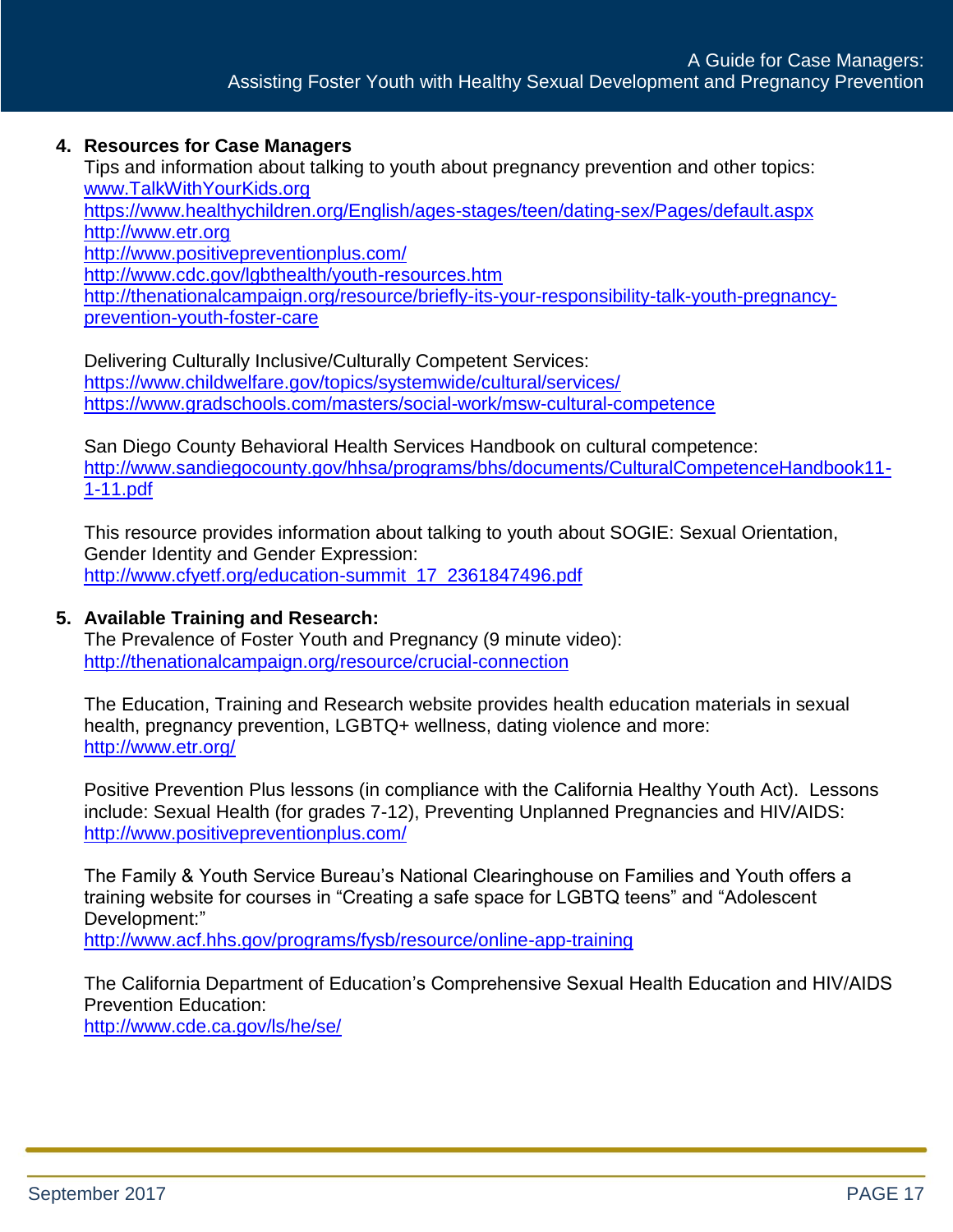4. **Resources for Case Managers**

   Tips and information about talking to youth about pregnancy prevention and other topics:
   www.TalkWithYourKids.org
   https://www.healthychildren.org/English/ages-stages/teen/dating-sex/Pages/default.aspx
   http://www.etr.org
   http://www.positivepreventionplus.com/
   http://www.cdc.gov/lgbthealth/youth-resources.htm
   http://thenationalcampaign.org/resource/briefly-its-your-responsibility-talk-youth-pregnancy-prevention-youth-foster-care

   Delivering Culturally Inclusive/Culturally Competent Services:
   https://www.childwelfare.gov/topics/systemwide/cultural/services/
   https://www.gradschools.com/masters/social-work/msw-cultural-competence

   San Diego County Behavioral Health Services Handbook on cultural competence:
   http://www.sandiegocounty.gov/hhsa/programs/bhs/documents/CulturalCompetenceHandbook11-1-11.pdf

   This resource provides information about talking to youth about SOGIE: Sexual Orientation, Gender Identity and Gender Expression:
   http://www.cfyetf.org/education-summit_17_2361847496.pdf

5. **Available Training and Research:**

   The Prevalence of Foster Youth and Pregnancy (9 minute video):
   http://thenationalcampaign.org/resource/crucial-connection

   The Education, Training and Research website provides health education materials in sexual health, pregnancy prevention, LGBTQ+ wellness, dating violence and more:
   http://www.etr.org/

   Positive Prevention Plus lessons (in compliance with the California Healthy Youth Act). Lessons include: Sexual Health (for grades 7-12), Preventing Unplanned Pregnancies and HIV/AIDS:
   http://www.positivepreventionplus.com/

   The Family & Youth Service Bureau's National Clearinghouse on Families and Youth offers a training website for courses in "Creating a safe space for LGBTQ teens" and "Adolescent Development:"
   http://www.acf.hhs.gov/programs/fysb/resource/online-app-training

   The California Department of Education's Comprehensive Sexual Health Education and HIV/AIDS Prevention Education:
   http://www.cde.ca.gov/ls/he/se/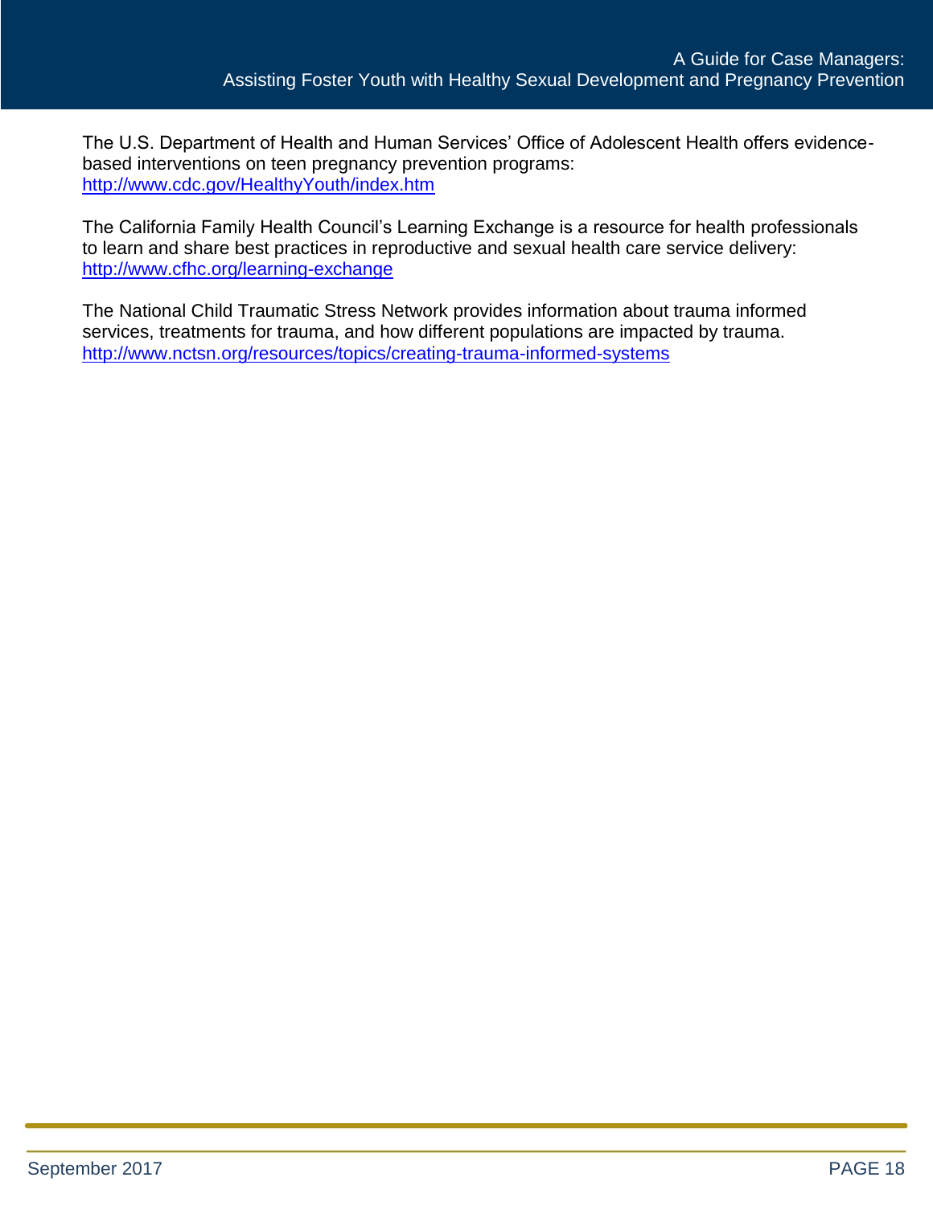The U.S. Department of Health and Human Services' Office of Adolescent Health offers evidence-based interventions on teen pregnancy prevention programs: http://www.cdc.gov/HealthyYouth/index.htm

The California Family Health Council's Learning Exchange is a resource for health professionals to learn and share best practices in reproductive and sexual health care service delivery: http://www.cfhc.org/learning-exchange

The National Child Traumatic Stress Network provides information about trauma informed services, treatments for trauma, and how different populations are impacted by trauma. http://www.nctsn.org/resources/topics/creating-trauma-informed-systems